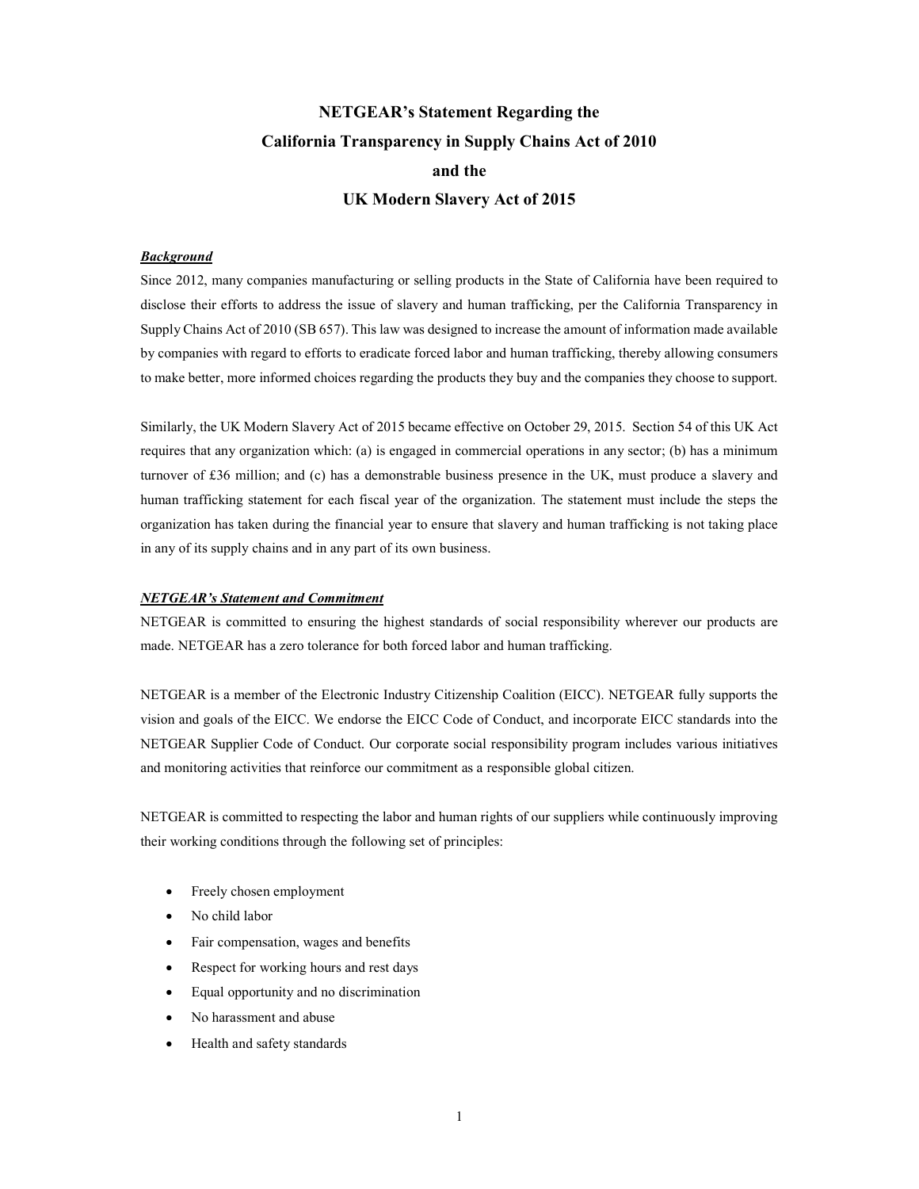# NETGEAR's Statement Regarding the California Transparency in Supply Chains Act of 2010 and the UK Modern Slavery Act of 2015

***Background***

Since 2012, many companies manufacturing or selling products in the State of California have been required to disclose their efforts to address the issue of slavery and human trafficking, per the California Transparency in Supply Chains Act of 2010 (SB 657). This law was designed to increase the amount of information made available by companies with regard to efforts to eradicate forced labor and human trafficking, thereby allowing consumers to make better, more informed choices regarding the products they buy and the companies they choose to support.

Similarly, the UK Modern Slavery Act of 2015 became effective on October 29, 2015. Section 54 of this UK Act requires that any organization which: (a) is engaged in commercial operations in any sector; (b) has a minimum turnover of £36 million; and (c) has a demonstrable business presence in the UK, must produce a slavery and human trafficking statement for each fiscal year of the organization. The statement must include the steps the organization has taken during the financial year to ensure that slavery and human trafficking is not taking place in any of its supply chains and in any part of its own business.

***NETGEAR's Statement and Commitment***

NETGEAR is committed to ensuring the highest standards of social responsibility wherever our products are made. NETGEAR has a zero tolerance for both forced labor and human trafficking.

NETGEAR is a member of the Electronic Industry Citizenship Coalition (EICC). NETGEAR fully supports the vision and goals of the EICC. We endorse the EICC Code of Conduct, and incorporate EICC standards into the NETGEAR Supplier Code of Conduct. Our corporate social responsibility program includes various initiatives and monitoring activities that reinforce our commitment as a responsible global citizen.

NETGEAR is committed to respecting the labor and human rights of our suppliers while continuously improving their working conditions through the following set of principles:

- Freely chosen employment
- No child labor
- Fair compensation, wages and benefits
- Respect for working hours and rest days
- Equal opportunity and no discrimination
- No harassment and abuse
- Health and safety standards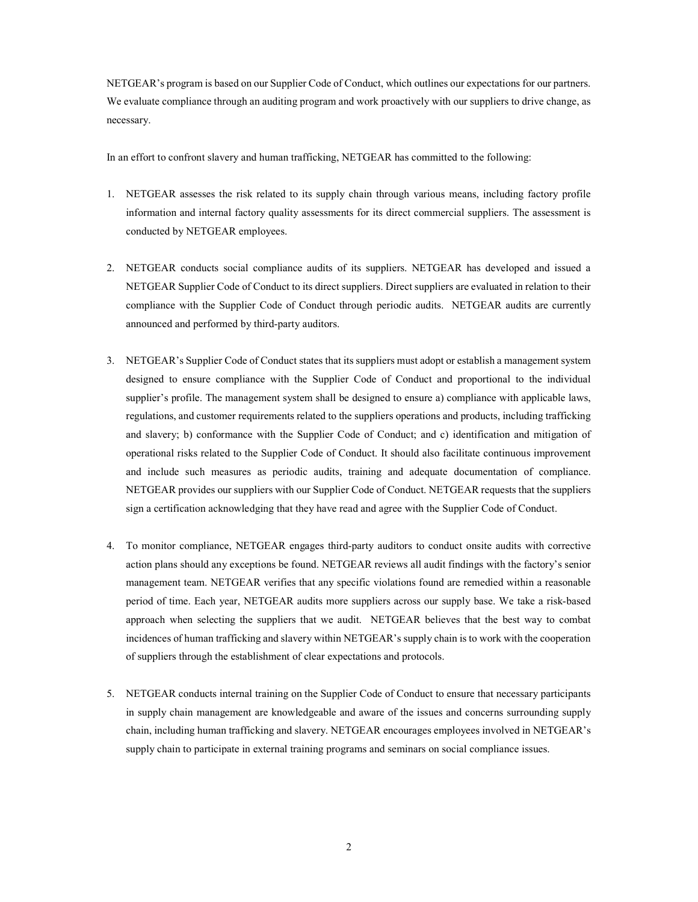NETGEAR's program is based on our Supplier Code of Conduct, which outlines our expectations for our partners. We evaluate compliance through an auditing program and work proactively with our suppliers to drive change, as necessary.

In an effort to confront slavery and human trafficking, NETGEAR has committed to the following:

1. NETGEAR assesses the risk related to its supply chain through various means, including factory profile information and internal factory quality assessments for its direct commercial suppliers. The assessment is conducted by NETGEAR employees.

2. NETGEAR conducts social compliance audits of its suppliers. NETGEAR has developed and issued a NETGEAR Supplier Code of Conduct to its direct suppliers. Direct suppliers are evaluated in relation to their compliance with the Supplier Code of Conduct through periodic audits. NETGEAR audits are currently announced and performed by third-party auditors.

3. NETGEAR's Supplier Code of Conduct states that its suppliers must adopt or establish a management system designed to ensure compliance with the Supplier Code of Conduct and proportional to the individual supplier's profile. The management system shall be designed to ensure a) compliance with applicable laws, regulations, and customer requirements related to the suppliers operations and products, including trafficking and slavery; b) conformance with the Supplier Code of Conduct; and c) identification and mitigation of operational risks related to the Supplier Code of Conduct. It should also facilitate continuous improvement and include such measures as periodic audits, training and adequate documentation of compliance. NETGEAR provides our suppliers with our Supplier Code of Conduct. NETGEAR requests that the suppliers sign a certification acknowledging that they have read and agree with the Supplier Code of Conduct.

4. To monitor compliance, NETGEAR engages third-party auditors to conduct onsite audits with corrective action plans should any exceptions be found. NETGEAR reviews all audit findings with the factory's senior management team. NETGEAR verifies that any specific violations found are remedied within a reasonable period of time. Each year, NETGEAR audits more suppliers across our supply base. We take a risk-based approach when selecting the suppliers that we audit. NETGEAR believes that the best way to combat incidences of human trafficking and slavery within NETGEAR's supply chain is to work with the cooperation of suppliers through the establishment of clear expectations and protocols.

5. NETGEAR conducts internal training on the Supplier Code of Conduct to ensure that necessary participants in supply chain management are knowledgeable and aware of the issues and concerns surrounding supply chain, including human trafficking and slavery. NETGEAR encourages employees involved in NETGEAR's supply chain to participate in external training programs and seminars on social compliance issues.